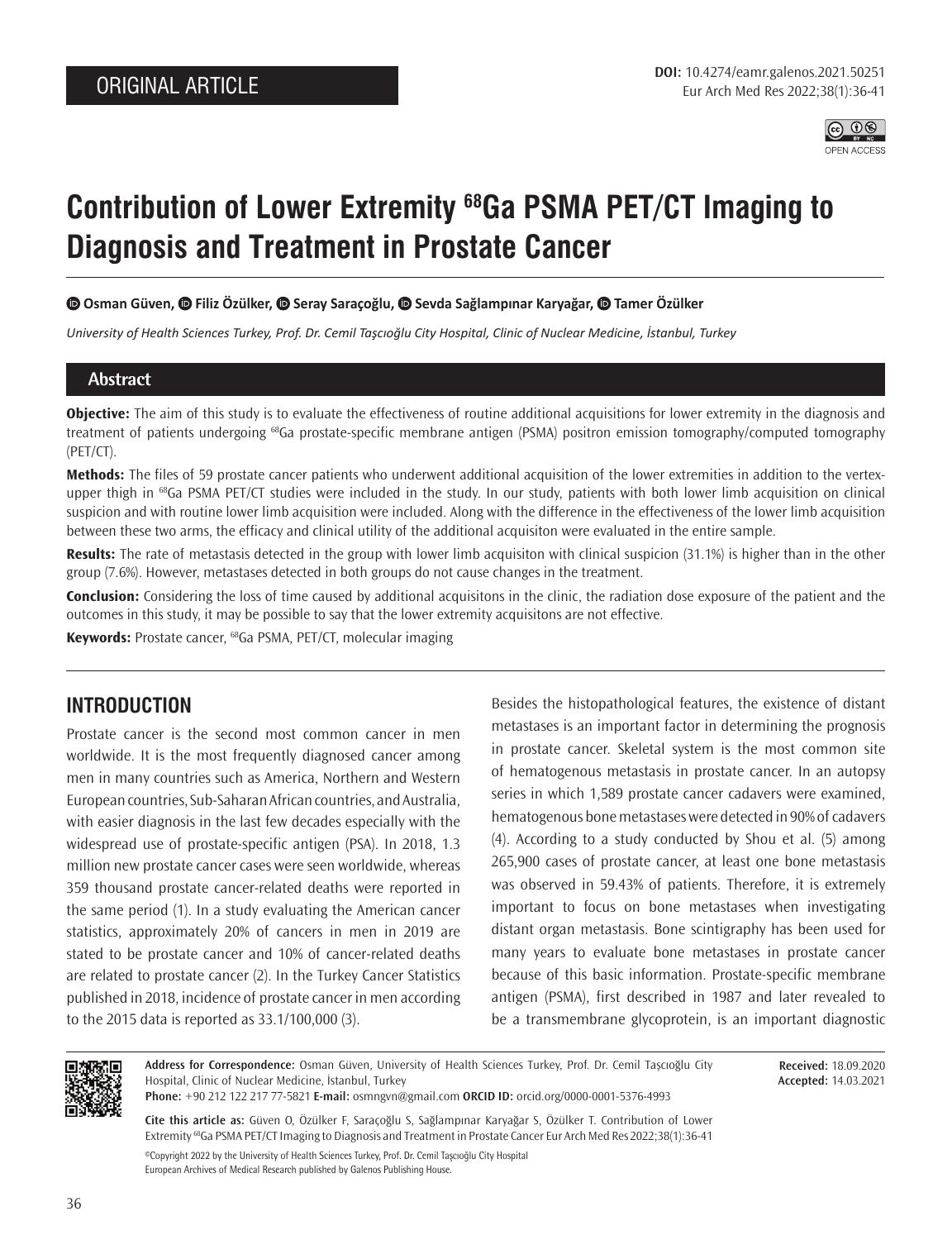ORIGINAL ARTICLE

**DOI:** 10.4274/eamr.galenos.2021.50251

# Contribution of Lower Extremity $^{68}$Ga PSMA PET/CT Imaging to Diagnosis and Treatment in Prostate Cancer

**Osman Güven, Filiz Özülker, Seray Saraçoğlu, Sevda Sağlampınar Karyağar, Tamer Özülker**

*University of Health Sciences Turkey, Prof. Dr. Cemil Taşcıoğlu City Hospital, Clinic of Nuclear Medicine, İstanbul, Turkey*

## Abstract

**Objective:** The aim of this study is to evaluate the effectiveness of routine additional acquisitions for lower extremity in the diagnosis and treatment of patients undergoing $^{68}$Ga prostate-specific membrane antigen (PSMA) positron emission tomography/computed tomography (PET/CT).

**Methods:** The files of 59 prostate cancer patients who underwent additional acquisition of the lower extremities in addition to the vertex-upper thigh in $^{68}$Ga PSMA PET/CT studies were included in the study. In our study, patients with both lower limb acquisition on clinical suspicion and with routine lower limb acquisition were included. Along with the difference in the effectiveness of the lower limb acquisition between these two arms, the efficacy and clinical utility of the additional acquisiton were evaluated in the entire sample.

**Results:** The rate of metastasis detected in the group with lower limb acquisiton with clinical suspicion (31.1%) is higher than in the other group (7.6%). However, metastases detected in both groups do not cause changes in the treatment.

**Conclusion:** Considering the loss of time caused by additional acquisitons in the clinic, the radiation dose exposure of the patient and the outcomes in this study, it may be possible to say that the lower extremity acquisitons are not effective.

**Keywords:** Prostate cancer, $^{68}$Ga PSMA, PET/CT, molecular imaging

## INTRODUCTION

Prostate cancer is the second most common cancer in men worldwide. It is the most frequently diagnosed cancer among men in many countries such as America, Northern and Western European countries, Sub-Saharan African countries, and Australia, with easier diagnosis in the last few decades especially with the widespread use of prostate-specific antigen (PSA). In 2018, 1.3 million new prostate cancer cases were seen worldwide, whereas 359 thousand prostate cancer-related deaths were reported in the same period (1). In a study evaluating the American cancer statistics, approximately 20% of cancers in men in 2019 are stated to be prostate cancer and 10% of cancer-related deaths are related to prostate cancer (2). In the Turkey Cancer Statistics published in 2018, incidence of prostate cancer in men according to the 2015 data is reported as 33.1/100,000 (3).

Besides the histopathological features, the existence of distant metastases is an important factor in determining the prognosis in prostate cancer. Skeletal system is the most common site of hematogenous metastasis in prostate cancer. In an autopsy series in which 1,589 prostate cancer cadavers were examined, hematogenous bone metastases were detected in 90% of cadavers (4). According to a study conducted by Shou et al. (5) among 265,900 cases of prostate cancer, at least one bone metastasis was observed in 59.43% of patients. Therefore, it is extremely important to focus on bone metastases when investigating distant organ metastasis. Bone scintigraphy has been used for many years to evaluate bone metastases in prostate cancer because of this basic information. Prostate-specific membrane antigen (PSMA), first described in 1987 and later revealed to be a transmembrane glycoprotein, is an important diagnostic

**Address for Correspondence:** Osman Güven, University of Health Sciences Turkey, Prof. Dr. Cemil Taşcıoğlu City Hospital, Clinic of Nuclear Medicine, İstanbul, Turkey
**Phone:** +90 212 122 217 77-5821 **E-mail:** osmngvn@gmail.com **ORCID ID:** orcid.org/0000-0001-5376-4993

**Received:** 18.09.2020
**Accepted:** 14.03.2021

**Cite this article as:** Güven O, Özülker F, Saraçoğlu S, Sağlampınar Karyağar S, Özülker T. Contribution of Lower Extremity $^{68}$Ga PSMA PET/CT Imaging to Diagnosis and Treatment in Prostate Cancer Eur Arch Med Res 2022;38(1):36-41

©Copyright 2022 by the University of Health Sciences Turkey, Prof. Dr. Cemil Taşcıoğlu City Hospital
European Archives of Medical Research published by Galenos Publishing House.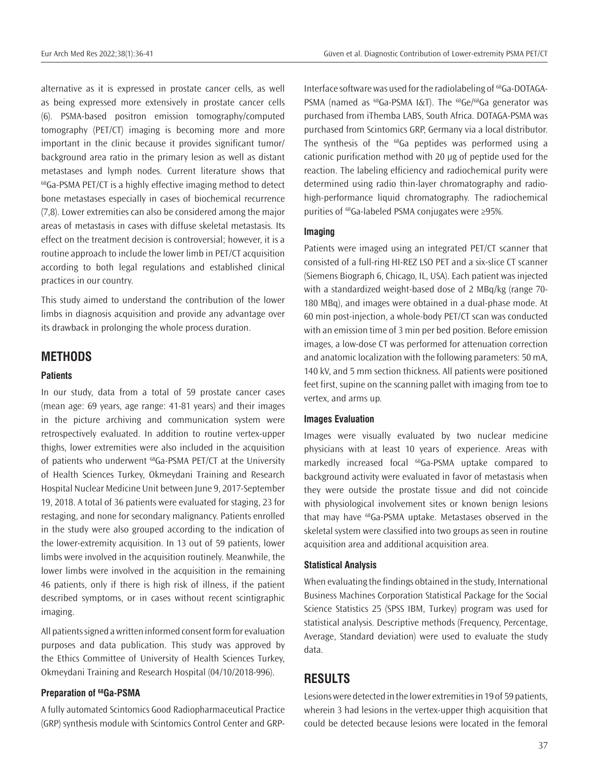alternative as it is expressed in prostate cancer cells, as well as being expressed more extensively in prostate cancer cells (6). PSMA-based positron emission tomography/computed tomography (PET/CT) imaging is becoming more and more important in the clinic because it provides significant tumor/background area ratio in the primary lesion as well as distant metastases and lymph nodes. Current literature shows that $^{68}$Ga-PSMA PET/CT is a highly effective imaging method to detect bone metastases especially in cases of biochemical recurrence (7,8). Lower extremities can also be considered among the major areas of metastasis in cases with diffuse skeletal metastasis. Its effect on the treatment decision is controversial; however, it is a routine approach to include the lower limb in PET/CT acquisition according to both legal regulations and established clinical practices in our country.

This study aimed to understand the contribution of the lower limbs in diagnosis acquisition and provide any advantage over its drawback in prolonging the whole process duration.

## METHODS

### Patients

In our study, data from a total of 59 prostate cancer cases (mean age: 69 years, age range: 41-81 years) and their images in the picture archiving and communication system were retrospectively evaluated. In addition to routine vertex-upper thighs, lower extremities were also included in the acquisition of patients who underwent $^{68}$Ga-PSMA PET/CT at the University of Health Sciences Turkey, Okmeydani Training and Research Hospital Nuclear Medicine Unit between June 9, 2017-September 19, 2018. A total of 36 patients were evaluated for staging, 23 for restaging, and none for secondary malignancy. Patients enrolled in the study were also grouped according to the indication of the lower-extremity acquisition. In 13 out of 59 patients, lower limbs were involved in the acquisition routinely. Meanwhile, the lower limbs were involved in the acquisition in the remaining 46 patients, only if there is high risk of illness, if the patient described symptoms, or in cases without recent scintigraphic imaging.

All patients signed a written informed consent form for evaluation purposes and data publication. This study was approved by the Ethics Committee of University of Health Sciences Turkey, Okmeydani Training and Research Hospital (04/10/2018-996).

### Preparation of $^{68}$Ga-PSMA

A fully automated Scintomics Good Radiopharmaceutical Practice (GRP) synthesis module with Scintomics Control Center and GRP-Interface software was used for the radiolabeling of $^{68}$Ga-DOTAGA-PSMA (named as $^{68}$Ga-PSMA I&T). The $^{68}$Ge/$^{68}$Ga generator was purchased from iThemba LABS, South Africa. DOTAGA-PSMA was purchased from Scintomics GRP, Germany via a local distributor. The synthesis of the $^{68}$Ga peptides was performed using a cationic purification method with 20 µg of peptide used for the reaction. The labeling efficiency and radiochemical purity were determined using radio thin-layer chromatography and radio-high-performance liquid chromatography. The radiochemical purities of $^{68}$Ga-labeled PSMA conjugates were ≥95%.

### Imaging

Patients were imaged using an integrated PET/CT scanner that consisted of a full-ring HI-REZ LSO PET and a six-slice CT scanner (Siemens Biograph 6, Chicago, IL, USA). Each patient was injected with a standardized weight-based dose of 2 MBq/kg (range 70-180 MBq), and images were obtained in a dual-phase mode. At 60 min post-injection, a whole-body PET/CT scan was conducted with an emission time of 3 min per bed position. Before emission images, a low-dose CT was performed for attenuation correction and anatomic localization with the following parameters: 50 mA, 140 kV, and 5 mm section thickness. All patients were positioned feet first, supine on the scanning pallet with imaging from toe to vertex, and arms up.

### Images Evaluation

Images were visually evaluated by two nuclear medicine physicians with at least 10 years of experience. Areas with markedly increased focal $^{68}$Ga-PSMA uptake compared to background activity were evaluated in favor of metastasis when they were outside the prostate tissue and did not coincide with physiological involvement sites or known benign lesions that may have $^{68}$Ga-PSMA uptake. Metastases observed in the skeletal system were classified into two groups as seen in routine acquisition area and additional acquisition area.

### Statistical Analysis

When evaluating the findings obtained in the study, International Business Machines Corporation Statistical Package for the Social Science Statistics 25 (SPSS IBM, Turkey) program was used for statistical analysis. Descriptive methods (Frequency, Percentage, Average, Standard deviation) were used to evaluate the study data.

## RESULTS

Lesions were detected in the lower extremities in 19 of 59 patients, wherein 3 had lesions in the vertex-upper thigh acquisition that could be detected because lesions were located in the femoral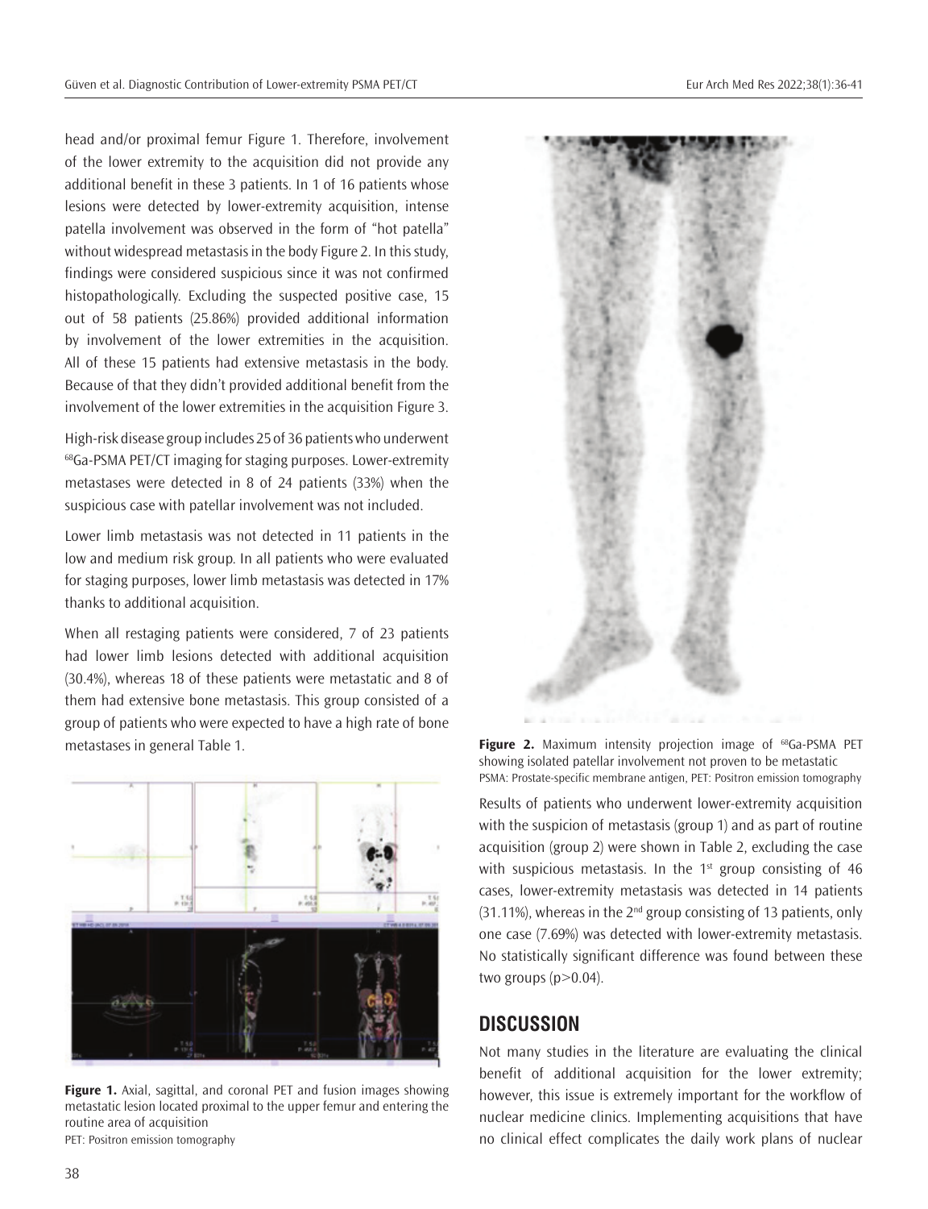head and/or proximal femur Figure 1. Therefore, involvement of the lower extremity to the acquisition did not provide any additional benefit in these 3 patients. In 1 of 16 patients whose lesions were detected by lower-extremity acquisition, intense patella involvement was observed in the form of "hot patella" without widespread metastasis in the body Figure 2. In this study, findings were considered suspicious since it was not confirmed histopathologically. Excluding the suspected positive case, 15 out of 58 patients (25.86%) provided additional information by involvement of the lower extremities in the acquisition. All of these 15 patients had extensive metastasis in the body. Because of that they didn't provided additional benefit from the involvement of the lower extremities in the acquisition Figure 3.

High-risk disease group includes 25 of 36 patients who underwent $^{68}$Ga-PSMA PET/CT imaging for staging purposes. Lower-extremity metastases were detected in 8 of 24 patients (33%) when the suspicious case with patellar involvement was not included.

Lower limb metastasis was not detected in 11 patients in the low and medium risk group. In all patients who were evaluated for staging purposes, lower limb metastasis was detected in 17% thanks to additional acquisition.

When all restaging patients were considered, 7 of 23 patients had lower limb lesions detected with additional acquisition (30.4%), whereas 18 of these patients were metastatic and 8 of them had extensive bone metastasis. This group consisted of a group of patients who were expected to have a high rate of bone metastases in general Table 1.

**Figure 1.** Axial, sagittal, and coronal PET and fusion images showing metastatic lesion located proximal to the upper femur and entering the routine area of acquisition
PET: Positron emission tomography

**Figure 2.** Maximum intensity projection image of $^{68}$Ga-PSMA PET showing isolated patellar involvement not proven to be metastatic
PSMA: Prostate-specific membrane antigen, PET: Positron emission tomography

Results of patients who underwent lower-extremity acquisition with the suspicion of metastasis (group 1) and as part of routine acquisition (group 2) were shown in Table 2, excluding the case with suspicious metastasis. In the 1st group consisting of 46 cases, lower-extremity metastasis was detected in 14 patients (31.11%), whereas in the 2nd group consisting of 13 patients, only one case (7.69%) was detected with lower-extremity metastasis. No statistically significant difference was found between these two groups ($p>0.04$).

## DISCUSSION

Not many studies in the literature are evaluating the clinical benefit of additional acquisition for the lower extremity; however, this issue is extremely important for the workflow of nuclear medicine clinics. Implementing acquisitions that have no clinical effect complicates the daily work plans of nuclear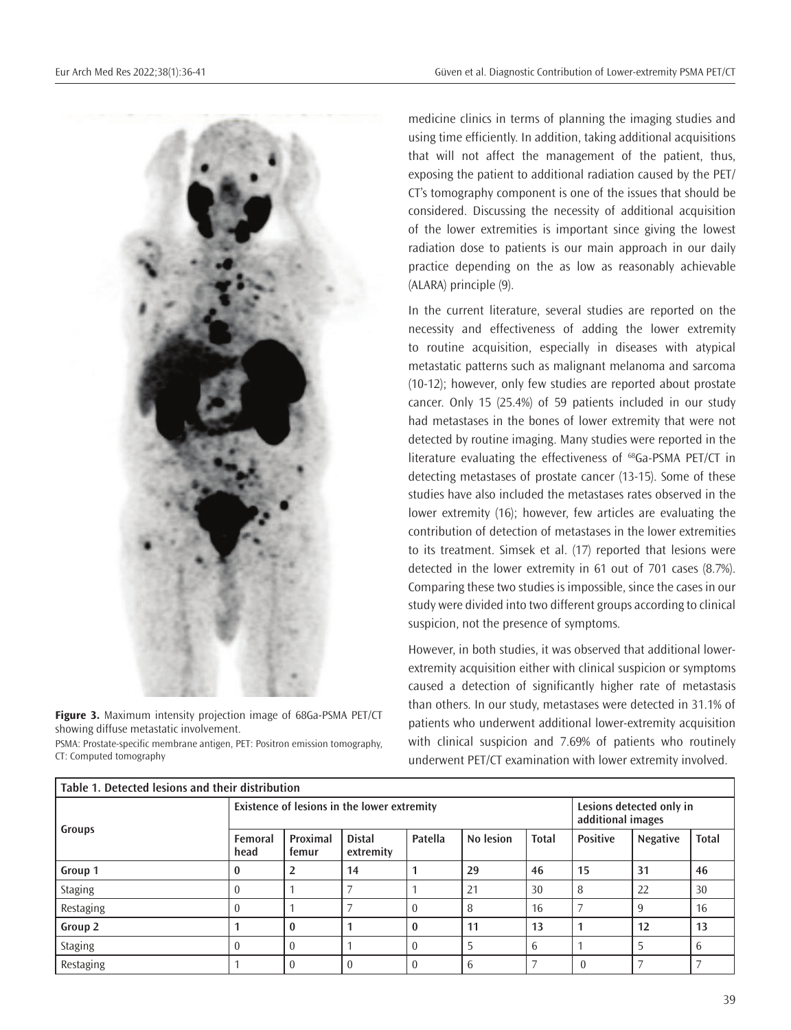**Figure 3.** Maximum intensity projection image of 68Ga-PSMA PET/CT showing diffuse metastatic involvement.

PSMA: Prostate-specific membrane antigen, PET: Positron emission tomography, CT: Computed tomography

medicine clinics in terms of planning the imaging studies and using time efficiently. In addition, taking additional acquisitions that will not affect the management of the patient, thus, exposing the patient to additional radiation caused by the PET/CT's tomography component is one of the issues that should be considered. Discussing the necessity of additional acquisition of the lower extremities is important since giving the lowest radiation dose to patients is our main approach in our daily practice depending on the as low as reasonably achievable (ALARA) principle (9).

In the current literature, several studies are reported on the necessity and effectiveness of adding the lower extremity to routine acquisition, especially in diseases with atypical metastatic patterns such as malignant melanoma and sarcoma (10-12); however, only few studies are reported about prostate cancer. Only 15 (25.4%) of 59 patients included in our study had metastases in the bones of lower extremity that were not detected by routine imaging. Many studies were reported in the literature evaluating the effectiveness of $^{68}$Ga-PSMA PET/CT in detecting metastases of prostate cancer (13-15). Some of these studies have also included the metastases rates observed in the lower extremity (16); however, few articles are evaluating the contribution of detection of metastases in the lower extremities to its treatment. Simsek et al. (17) reported that lesions were detected in the lower extremity in 61 out of 701 cases (8.7%). Comparing these two studies is impossible, since the cases in our study were divided into two different groups according to clinical suspicion, not the presence of symptoms.

However, in both studies, it was observed that additional lower-extremity acquisition either with clinical suspicion or symptoms caused a detection of significantly higher rate of metastasis than others. In our study, metastases were detected in 31.1% of patients who underwent additional lower-extremity acquisition with clinical suspicion and 7.69% of patients who routinely underwent PET/CT examination with lower extremity involved.

**Table 1. Detected lesions and their distribution**

| Groups | Existence of lesions in the lower extremity | | | | | | Lesions detected only in additional images | | |
|---|---|---|---|---|---|---|---|---|---|
| | Femoral head | Proximal femur | Distal extremity | Patella | No lesion | Total | Positive | Negative | Total |
| **Group 1** | **0** | **2** | **14** | **1** | **29** | **46** | **15** | **31** | **46** |
| Staging | 0 | 1 | 7 | 1 | 21 | 30 | 8 | 22 | 30 |
| Restaging | 0 | 1 | 7 | 0 | 8 | 16 | 7 | 9 | 16 |
| **Group 2** | **1** | **0** | **1** | **0** | **11** | **13** | **1** | **12** | **13** |
| Staging | 0 | 0 | 1 | 0 | 5 | 6 | 1 | 5 | 6 |
| Restaging | 1 | 0 | 0 | 0 | 6 | 7 | 0 | 7 | 7 |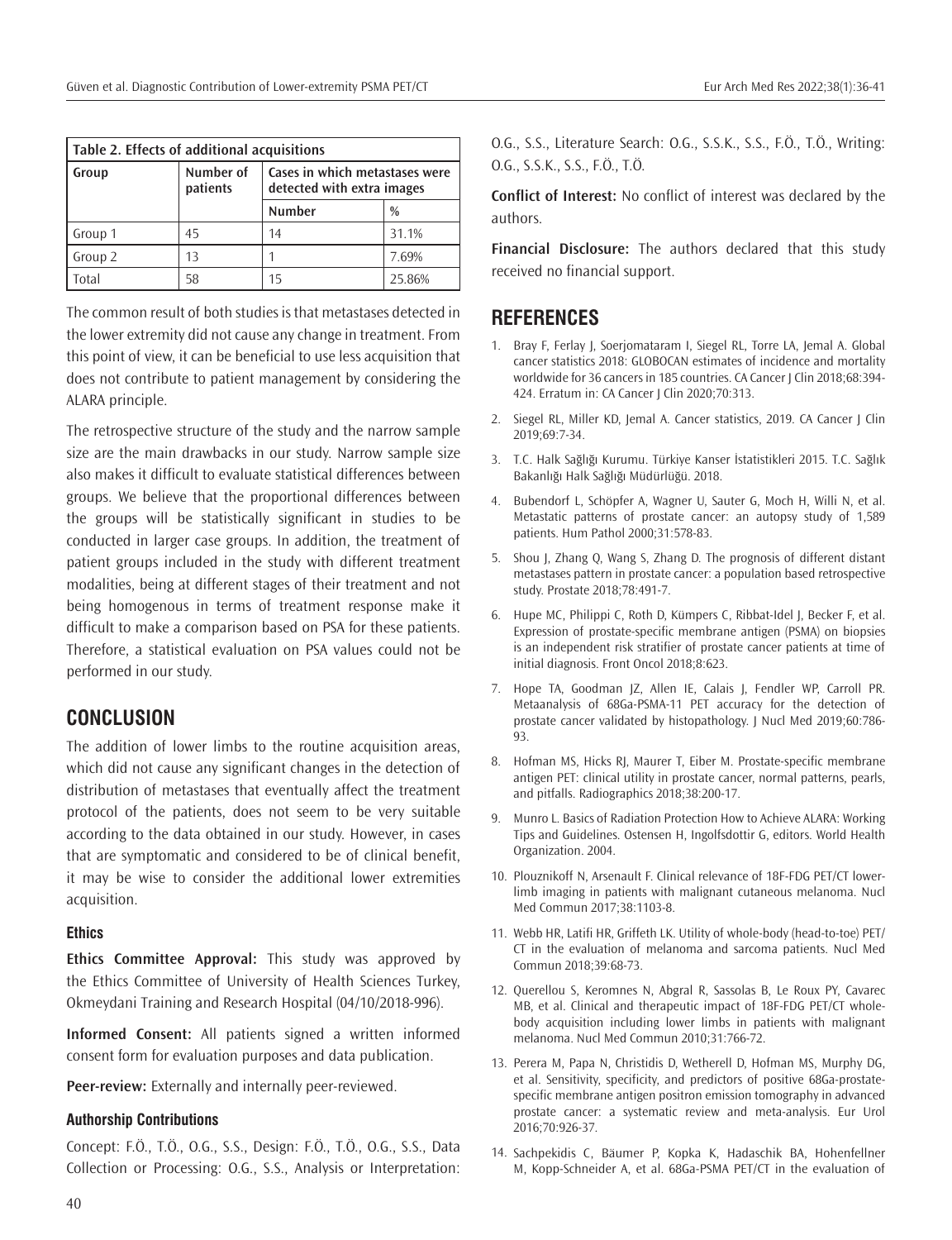| Table 2. Effects of additional acquisitions | | | |
|---|---|---|---|
| Group | Number of patients | Cases in which metastases were detected with extra images | |
| | | Number | % |
| Group 1 | 45 | 14 | 31.1% |
| Group 2 | 13 | 1 | 7.69% |
| Total | 58 | 15 | 25.86% |

The common result of both studies is that metastases detected in the lower extremity did not cause any change in treatment. From this point of view, it can be beneficial to use less acquisition that does not contribute to patient management by considering the ALARA principle.

The retrospective structure of the study and the narrow sample size are the main drawbacks in our study. Narrow sample size also makes it difficult to evaluate statistical differences between groups. We believe that the proportional differences between the groups will be statistically significant in studies to be conducted in larger case groups. In addition, the treatment of patient groups included in the study with different treatment modalities, being at different stages of their treatment and not being homogenous in terms of treatment response make it difficult to make a comparison based on PSA for these patients. Therefore, a statistical evaluation on PSA values could not be performed in our study.

## CONCLUSION

The addition of lower limbs to the routine acquisition areas, which did not cause any significant changes in the detection of distribution of metastases that eventually affect the treatment protocol of the patients, does not seem to be very suitable according to the data obtained in our study. However, in cases that are symptomatic and considered to be of clinical benefit, it may be wise to consider the additional lower extremities acquisition.

### Ethics

**Ethics Committee Approval:** This study was approved by the Ethics Committee of University of Health Sciences Turkey, Okmeydani Training and Research Hospital (04/10/2018-996).

**Informed Consent:** All patients signed a written informed consent form for evaluation purposes and data publication.

**Peer-review:** Externally and internally peer-reviewed.

### Authorship Contributions

Concept: F.Ö., T.Ö., O.G., S.S., Design: F.Ö., T.Ö., O.G., S.S., Data Collection or Processing: O.G., S.S., Analysis or Interpretation: O.G., S.S., Literature Search: O.G., S.S.K., S.S., F.Ö., T.Ö., Writing: O.G., S.S.K., S.S., F.Ö., T.Ö.

**Conflict of Interest:** No conflict of interest was declared by the authors.

**Financial Disclosure:** The authors declared that this study received no financial support.

## REFERENCES

1. Bray F, Ferlay J, Soerjomataram I, Siegel RL, Torre LA, Jemal A. Global cancer statistics 2018: GLOBOCAN estimates of incidence and mortality worldwide for 36 cancers in 185 countries. CA Cancer J Clin 2018;68:394-424. Erratum in: CA Cancer J Clin 2020;70:313.
2. Siegel RL, Miller KD, Jemal A. Cancer statistics, 2019. CA Cancer J Clin 2019;69:7-34.
3. T.C. Halk Sağlığı Kurumu. Türkiye Kanser İstatistikleri 2015. T.C. Sağlık Bakanlığı Halk Sağlığı Müdürlüğü. 2018.
4. Bubendorf L, Schöpfer A, Wagner U, Sauter G, Moch H, Willi N, et al. Metastatic patterns of prostate cancer: an autopsy study of 1,589 patients. Hum Pathol 2000;31:578-83.
5. Shou J, Zhang Q, Wang S, Zhang D. The prognosis of different distant metastases pattern in prostate cancer: a population based retrospective study. Prostate 2018;78:491-7.
6. Hupe MC, Philippi C, Roth D, Kümpers C, Ribbat-Idel J, Becker F, et al. Expression of prostate-specific membrane antigen (PSMA) on biopsies is an independent risk stratifier of prostate cancer patients at time of initial diagnosis. Front Oncol 2018;8:623.
7. Hope TA, Goodman JZ, Allen IE, Calais J, Fendler WP, Carroll PR. Metaanalysis of 68Ga-PSMA-11 PET accuracy for the detection of prostate cancer validated by histopathology. J Nucl Med 2019;60:786-93.
8. Hofman MS, Hicks RJ, Maurer T, Eiber M. Prostate-specific membrane antigen PET: clinical utility in prostate cancer, normal patterns, pearls, and pitfalls. Radiographics 2018;38:200-17.
9. Munro L. Basics of Radiation Protection How to Achieve ALARA: Working Tips and Guidelines. Ostensen H, Ingolfsdottir G, editors. World Health Organization. 2004.
10. Plouznikoff N, Arsenault F. Clinical relevance of 18F-FDG PET/CT lower-limb imaging in patients with malignant cutaneous melanoma. Nucl Med Commun 2017;38:1103-8.
11. Webb HR, Latifi HR, Griffeth LK. Utility of whole-body (head-to-toe) PET/CT in the evaluation of melanoma and sarcoma patients. Nucl Med Commun 2018;39:68-73.
12. Querellou S, Keromnes N, Abgral R, Sassolas B, Le Roux PY, Cavarec MB, et al. Clinical and therapeutic impact of 18F-FDG PET/CT whole-body acquisition including lower limbs in patients with malignant melanoma. Nucl Med Commun 2010;31:766-72.
13. Perera M, Papa N, Christidis D, Wetherell D, Hofman MS, Murphy DG, et al. Sensitivity, specificity, and predictors of positive 68Ga-prostate-specific membrane antigen positron emission tomography in advanced prostate cancer: a systematic review and meta-analysis. Eur Urol 2016;70:926-37.
14. Sachpekidis C, Bäumer P, Kopka K, Hadaschik BA, Hohenfellner M, Kopp-Schneider A, et al. 68Ga-PSMA PET/CT in the evaluation of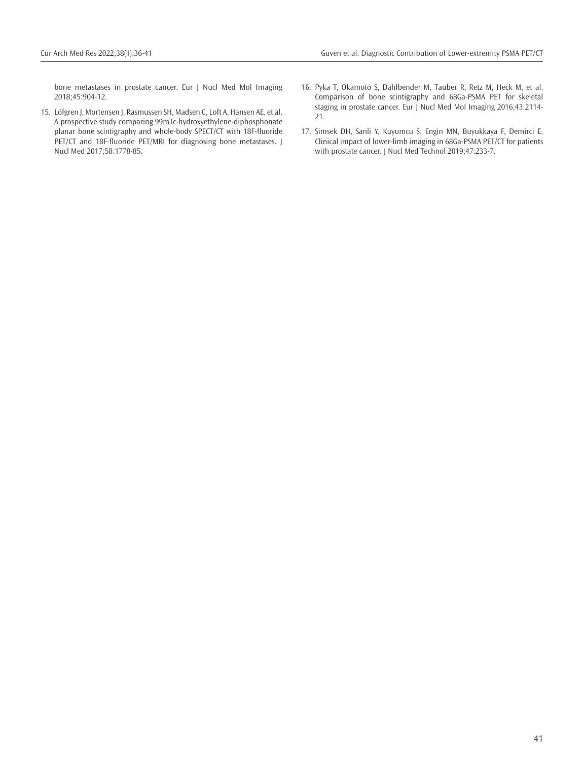bone metastases in prostate cancer. Eur J Nucl Med Mol Imaging 2018;45:904-12.

15. Löfgren J, Mortensen J, Rasmussen SH, Madsen C, Loft A, Hansen AE, et al. A prospective study comparing 99mTc-hydroxyethylene-diphosphonate planar bone scintigraphy and whole-body SPECT/CT with 18F-fluoride PET/CT and 18F-fluoride PET/MRI for diagnosing bone metastases. J Nucl Med 2017;58:1778-85.

16. Pyka T, Okamoto S, Dahlbender M, Tauber R, Retz M, Heck M, et al. Comparison of bone scintigraphy and 68Ga-PSMA PET for skeletal staging in prostate cancer. Eur J Nucl Med Mol Imaging 2016;43:2114-21.

17. Simsek DH, Sanli Y, Kuyumcu S, Engin MN, Buyukkaya F, Demirci E. Clinical impact of lower-limb imaging in 68Ga-PSMA PET/CT for patients with prostate cancer. J Nucl Med Technol 2019;47:233-7.